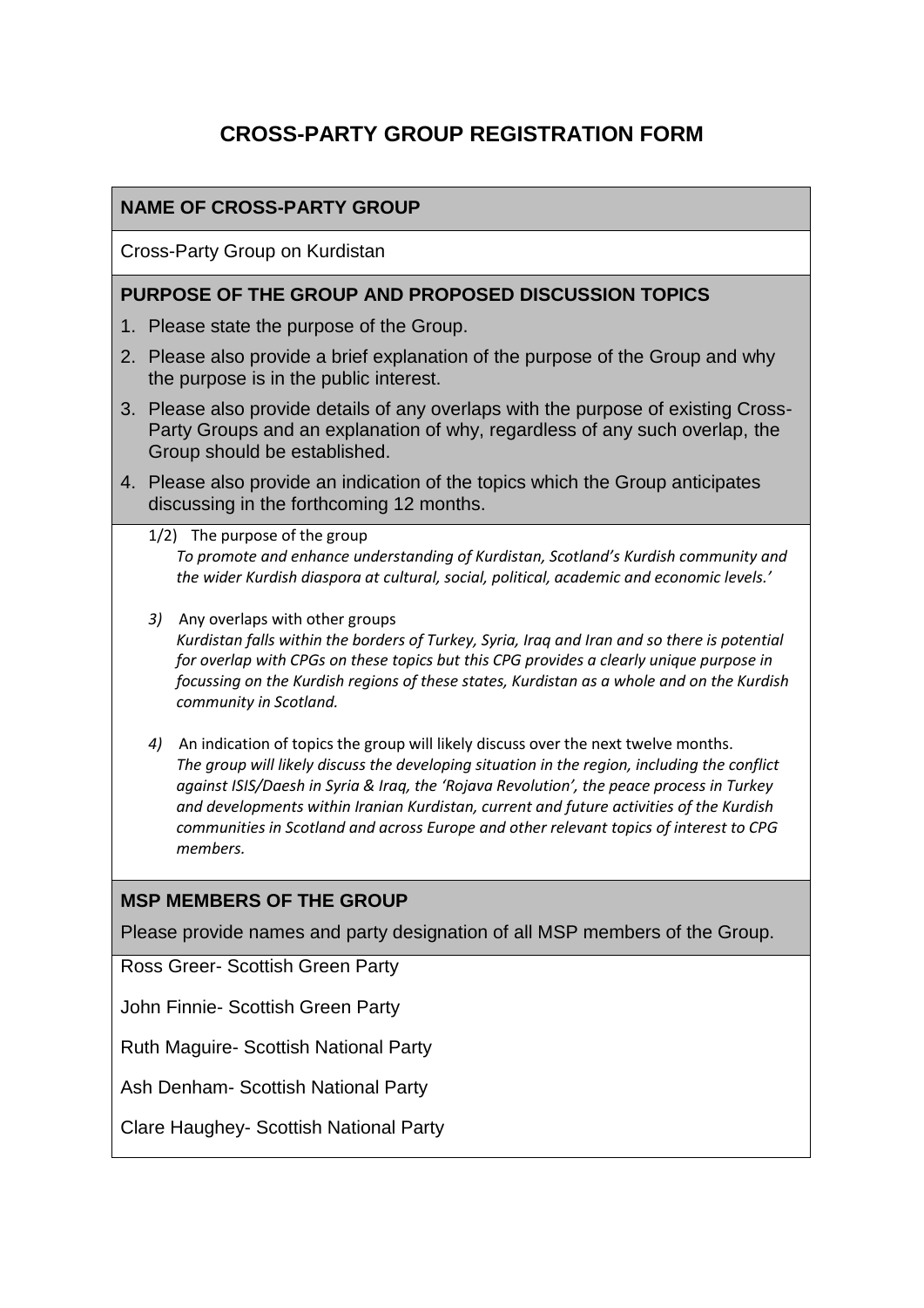# CROSS-PARTY GROUP REGISTRATION FORM

## NAME OF CROSS-PARTY GROUP

Cross-Party Group on Kurdistan

## PURPOSE OF THE GROUP AND PROPOSED DISCUSSION TOPICS

1. Please state the purpose of the Group.
2. Please also provide a brief explanation of the purpose of the Group and why the purpose is in the public interest.
3. Please also provide details of any overlaps with the purpose of existing Cross-Party Groups and an explanation of why, regardless of any such overlap, the Group should be established.
4. Please also provide an indication of the topics which the Group anticipates discussing in the forthcoming 12 months.

1/2) The purpose of the group

*To promote and enhance understanding of Kurdistan, Scotland's Kurdish community and the wider Kurdish diaspora at cultural, social, political, academic and economic levels.'*

*3)* Any overlaps with other groups

*Kurdistan falls within the borders of Turkey, Syria, Iraq and Iran and so there is potential for overlap with CPGs on these topics but this CPG provides a clearly unique purpose in focussing on the Kurdish regions of these states, Kurdistan as a whole and on the Kurdish community in Scotland.*

*4)* An indication of topics the group will likely discuss over the next twelve months.

*The group will likely discuss the developing situation in the region, including the conflict against ISIS/Daesh in Syria & Iraq, the 'Rojava Revolution', the peace process in Turkey and developments within Iranian Kurdistan, current and future activities of the Kurdish communities in Scotland and across Europe and other relevant topics of interest to CPG members.*

## MSP MEMBERS OF THE GROUP

Please provide names and party designation of all MSP members of the Group.

Ross Greer- Scottish Green Party

John Finnie- Scottish Green Party

Ruth Maguire- Scottish National Party

Ash Denham- Scottish National Party

Clare Haughey- Scottish National Party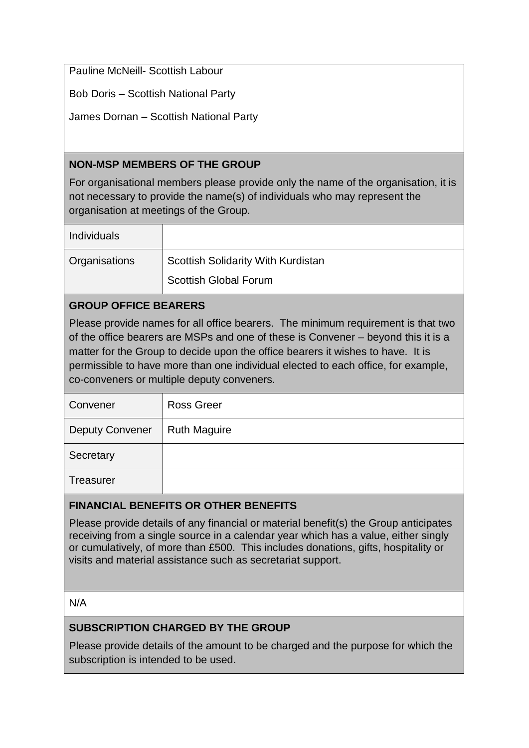Pauline McNeill- Scottish Labour

Bob Doris – Scottish National Party

James Dornan – Scottish National Party

### NON-MSP MEMBERS OF THE GROUP

For organisational members please provide only the name of the organisation, it is not necessary to provide the name(s) of individuals who may represent the organisation at meetings of the Group.

| | |
|---|---|
| Individuals | |
| Organisations | Scottish Solidarity With Kurdistan<br>Scottish Global Forum |

### GROUP OFFICE BEARERS

Please provide names for all office bearers. The minimum requirement is that two of the office bearers are MSPs and one of these is Convener – beyond this it is a matter for the Group to decide upon the office bearers it wishes to have. It is permissible to have more than one individual elected to each office, for example, co-conveners or multiple deputy conveners.

| | |
|---|---|
| Convener | Ross Greer |
| Deputy Convener | Ruth Maguire |
| Secretary | |
| Treasurer | |

### FINANCIAL BENEFITS OR OTHER BENEFITS

Please provide details of any financial or material benefit(s) the Group anticipates receiving from a single source in a calendar year which has a value, either singly or cumulatively, of more than £500. This includes donations, gifts, hospitality or visits and material assistance such as secretariat support.

N/A

### SUBSCRIPTION CHARGED BY THE GROUP

Please provide details of the amount to be charged and the purpose for which the subscription is intended to be used.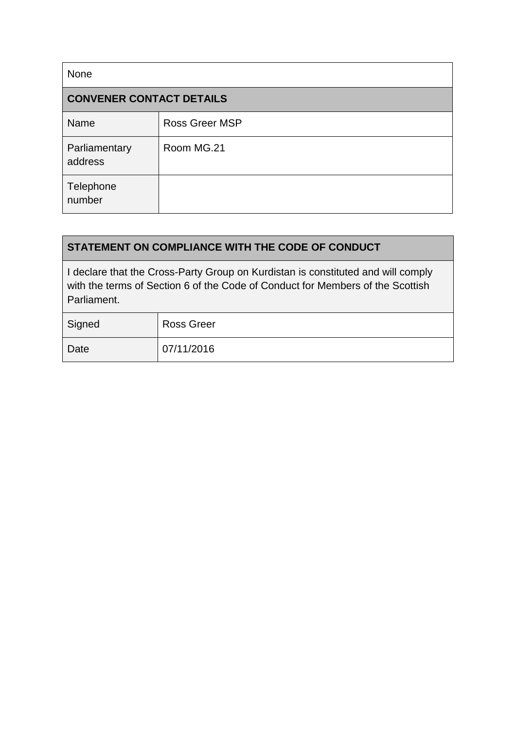| |
|---|
| None |

| CONVENER CONTACT DETAILS | |
|---|---|
| Name | Ross Greer MSP |
| Parliamentary address | Room MG.21 |
| Telephone number | |

| STATEMENT ON COMPLIANCE WITH THE CODE OF CONDUCT | |
|---|---|
| I declare that the Cross-Party Group on Kurdistan is constituted and will comply with the terms of Section 6 of the Code of Conduct for Members of the Scottish Parliament. | |
| Signed | Ross Greer |
| Date | 07/11/2016 |